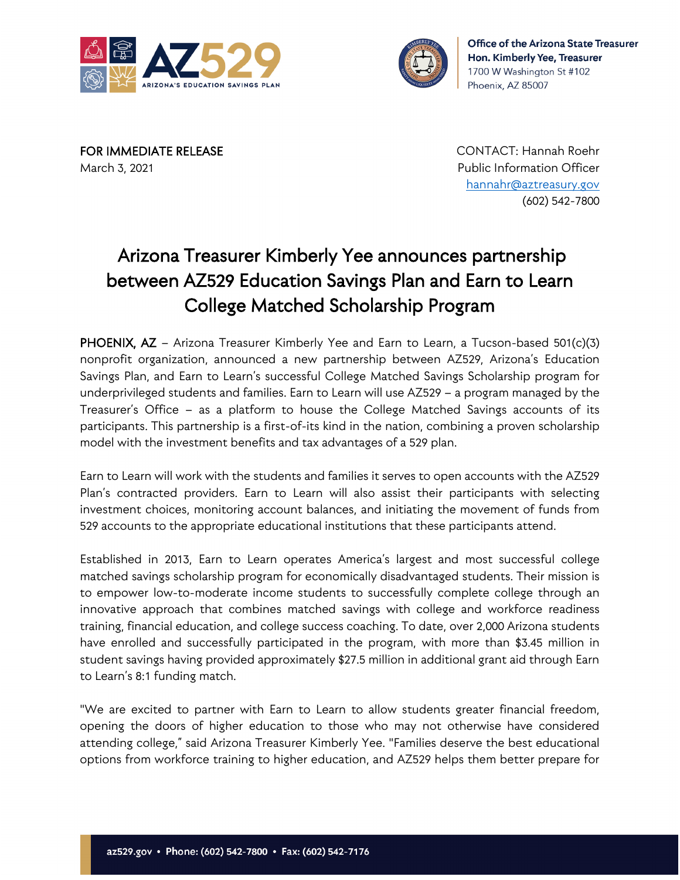Office of the Arizona State Treasurer
**Hon. Kimberly Yee, Treasurer**
1700 W Washington St #102
Phoenix, AZ 85007

FOR IMMEDIATE RELEASE
March 3, 2021

CONTACT: Hannah Roehr
Public Information Officer
hannahr@aztreasury.gov
(602) 542-7800

# Arizona Treasurer Kimberly Yee announces partnership between AZ529 Education Savings Plan and Earn to Learn College Matched Scholarship Program

PHOENIX, AZ – Arizona Treasurer Kimberly Yee and Earn to Learn, a Tucson-based 501(c)(3) nonprofit organization, announced a new partnership between AZ529, Arizona's Education Savings Plan, and Earn to Learn's successful College Matched Savings Scholarship program for underprivileged students and families. Earn to Learn will use AZ529 – a program managed by the Treasurer's Office – as a platform to house the College Matched Savings accounts of its participants. This partnership is a first-of-its kind in the nation, combining a proven scholarship model with the investment benefits and tax advantages of a 529 plan.

Earn to Learn will work with the students and families it serves to open accounts with the AZ529 Plan's contracted providers. Earn to Learn will also assist their participants with selecting investment choices, monitoring account balances, and initiating the movement of funds from 529 accounts to the appropriate educational institutions that these participants attend.

Established in 2013, Earn to Learn operates America's largest and most successful college matched savings scholarship program for economically disadvantaged students. Their mission is to empower low-to-moderate income students to successfully complete college through an innovative approach that combines matched savings with college and workforce readiness training, financial education, and college success coaching. To date, over 2,000 Arizona students have enrolled and successfully participated in the program, with more than $3.45 million in student savings having provided approximately $27.5 million in additional grant aid through Earn to Learn's 8:1 funding match.

"We are excited to partner with Earn to Learn to allow students greater financial freedom, opening the doors of higher education to those who may not otherwise have considered attending college," said Arizona Treasurer Kimberly Yee. "Families deserve the best educational options from workforce training to higher education, and AZ529 helps them better prepare for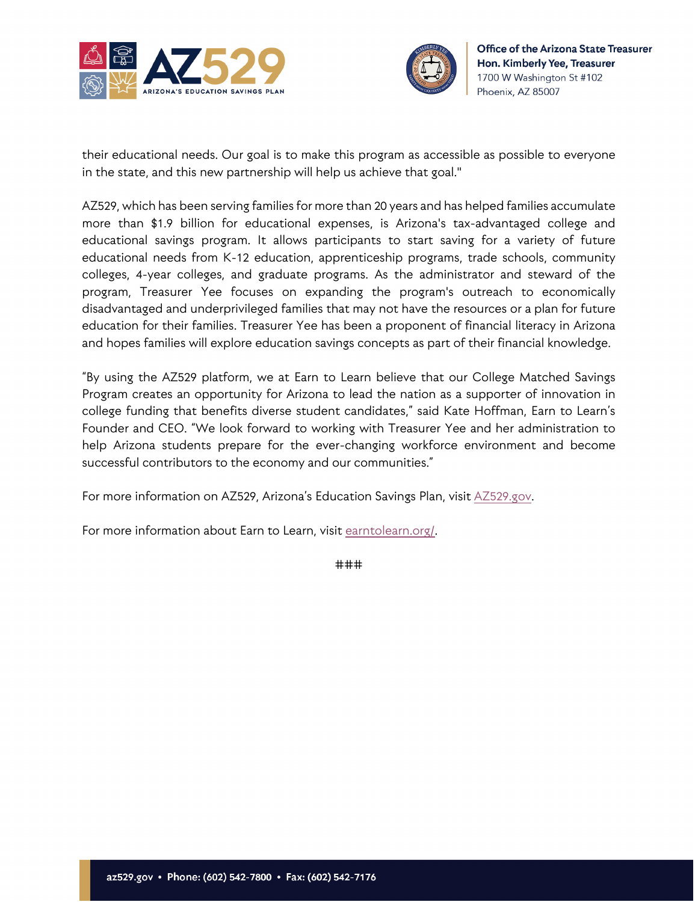their educational needs. Our goal is to make this program as accessible as possible to everyone in the state, and this new partnership will help us achieve that goal."

AZ529, which has been serving families for more than 20 years and has helped families accumulate more than $1.9 billion for educational expenses, is Arizona's tax-advantaged college and educational savings program. It allows participants to start saving for a variety of future educational needs from K-12 education, apprenticeship programs, trade schools, community colleges, 4-year colleges, and graduate programs. As the administrator and steward of the program, Treasurer Yee focuses on expanding the program's outreach to economically disadvantaged and underprivileged families that may not have the resources or a plan for future education for their families. Treasurer Yee has been a proponent of financial literacy in Arizona and hopes families will explore education savings concepts as part of their financial knowledge.

"By using the AZ529 platform, we at Earn to Learn believe that our College Matched Savings Program creates an opportunity for Arizona to lead the nation as a supporter of innovation in college funding that benefits diverse student candidates," said Kate Hoffman, Earn to Learn's Founder and CEO. "We look forward to working with Treasurer Yee and her administration to help Arizona students prepare for the ever-changing workforce environment and become successful contributors to the economy and our communities."

For more information on AZ529, Arizona's Education Savings Plan, visit AZ529.gov.

For more information about Earn to Learn, visit earntolearn.org/.

###